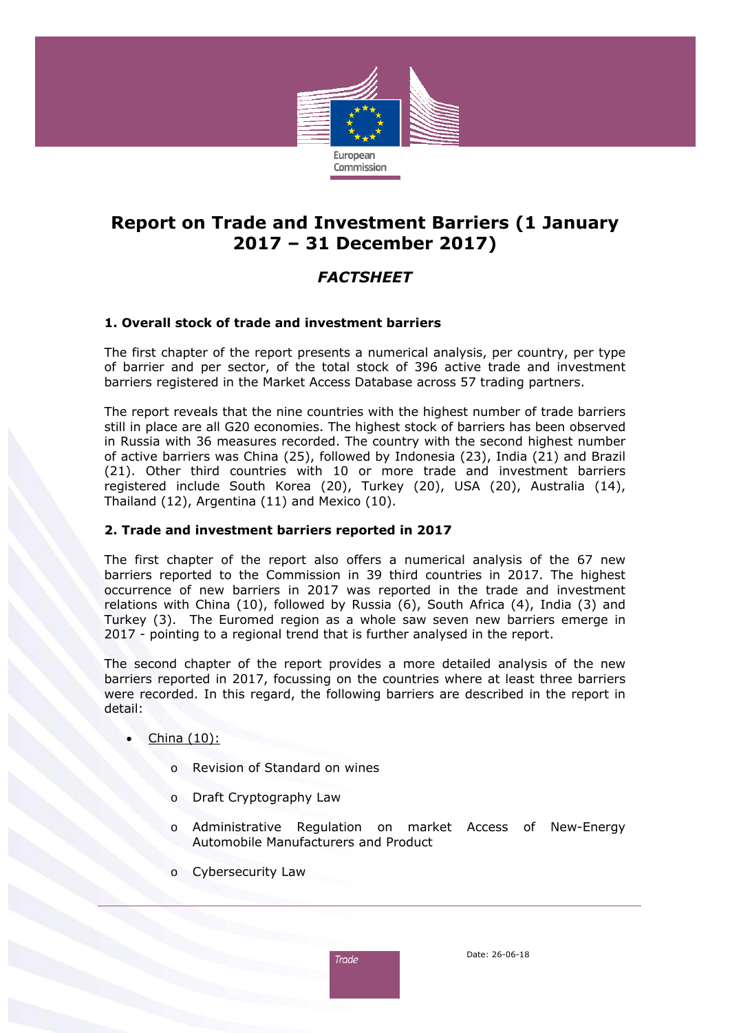# Report on Trade and Investment Barriers (1 January 2017 – 31 December 2017)

## *FACTSHEET*

### 1. Overall stock of trade and investment barriers

The first chapter of the report presents a numerical analysis, per country, per type of barrier and per sector, of the total stock of 396 active trade and investment barriers registered in the Market Access Database across 57 trading partners.

The report reveals that the nine countries with the highest number of trade barriers still in place are all G20 economies. The highest stock of barriers has been observed in Russia with 36 measures recorded. The country with the second highest number of active barriers was China (25), followed by Indonesia (23), India (21) and Brazil (21). Other third countries with 10 or more trade and investment barriers registered include South Korea (20), Turkey (20), USA (20), Australia (14), Thailand (12), Argentina (11) and Mexico (10).

### 2. Trade and investment barriers reported in 2017

The first chapter of the report also offers a numerical analysis of the 67 new barriers reported to the Commission in 39 third countries in 2017. The highest occurrence of new barriers in 2017 was reported in the trade and investment relations with China (10), followed by Russia (6), South Africa (4), India (3) and Turkey (3). The Euromed region as a whole saw seven new barriers emerge in 2017 - pointing to a regional trend that is further analysed in the report.

The second chapter of the report provides a more detailed analysis of the new barriers reported in 2017, focussing on the countries where at least three barriers were recorded. In this regard, the following barriers are described in the report in detail:

- China (10):
  - Revision of Standard on wines
  - Draft Cryptography Law
  - Administrative Regulation on market Access of New-Energy Automobile Manufacturers and Product
  - Cybersecurity Law

Date: 26-06-18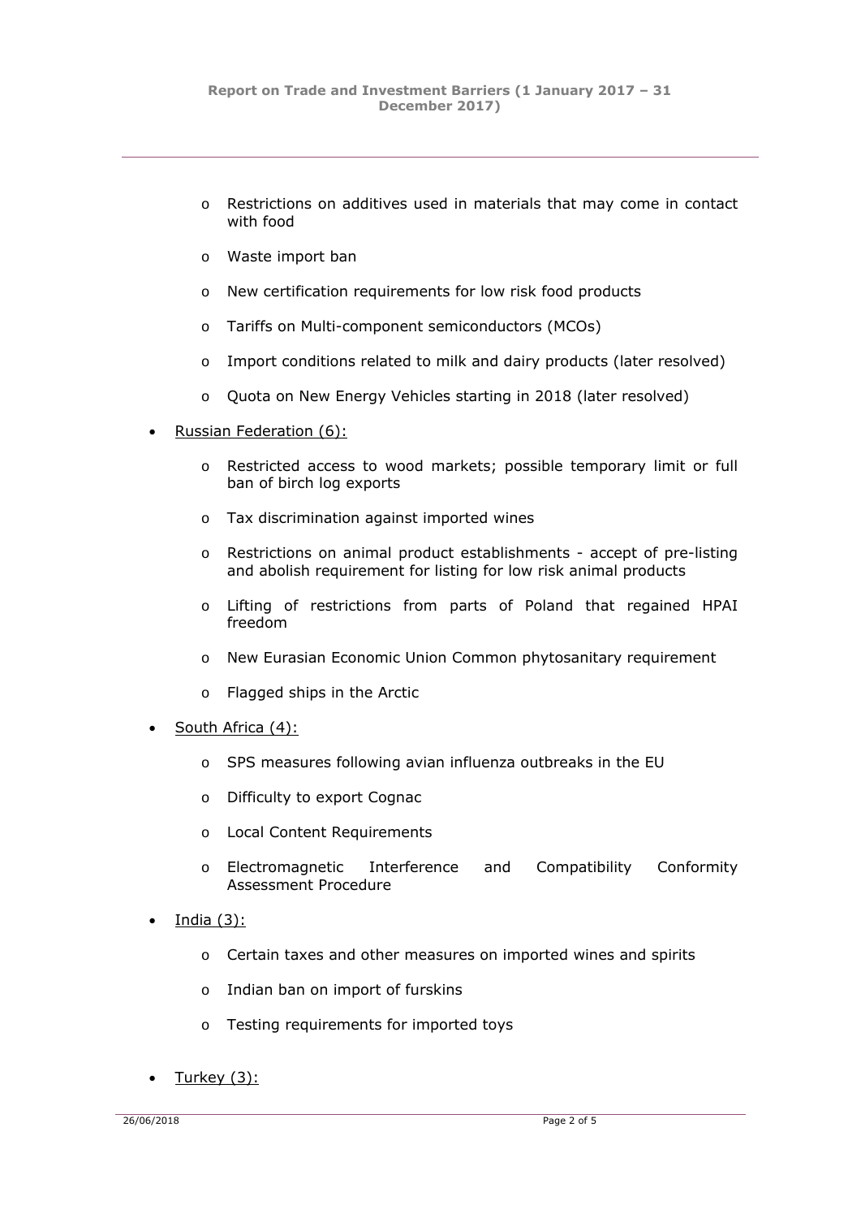- Restrictions on additives used in materials that may come in contact with food
  - Waste import ban
  - New certification requirements for low risk food products
  - Tariffs on Multi-component semiconductors (MCOs)
  - Import conditions related to milk and dairy products (later resolved)
  - Quota on New Energy Vehicles starting in 2018 (later resolved)

- Russian Federation (6):
  - Restricted access to wood markets; possible temporary limit or full ban of birch log exports
  - Tax discrimination against imported wines
  - Restrictions on animal product establishments - accept of pre-listing and abolish requirement for listing for low risk animal products
  - Lifting of restrictions from parts of Poland that regained HPAI freedom
  - New Eurasian Economic Union Common phytosanitary requirement
  - Flagged ships in the Arctic

- South Africa (4):
  - SPS measures following avian influenza outbreaks in the EU
  - Difficulty to export Cognac
  - Local Content Requirements
  - Electromagnetic Interference and Compatibility Conformity Assessment Procedure

- India (3):
  - Certain taxes and other measures on imported wines and spirits
  - Indian ban on import of furskins
  - Testing requirements for imported toys

- Turkey (3):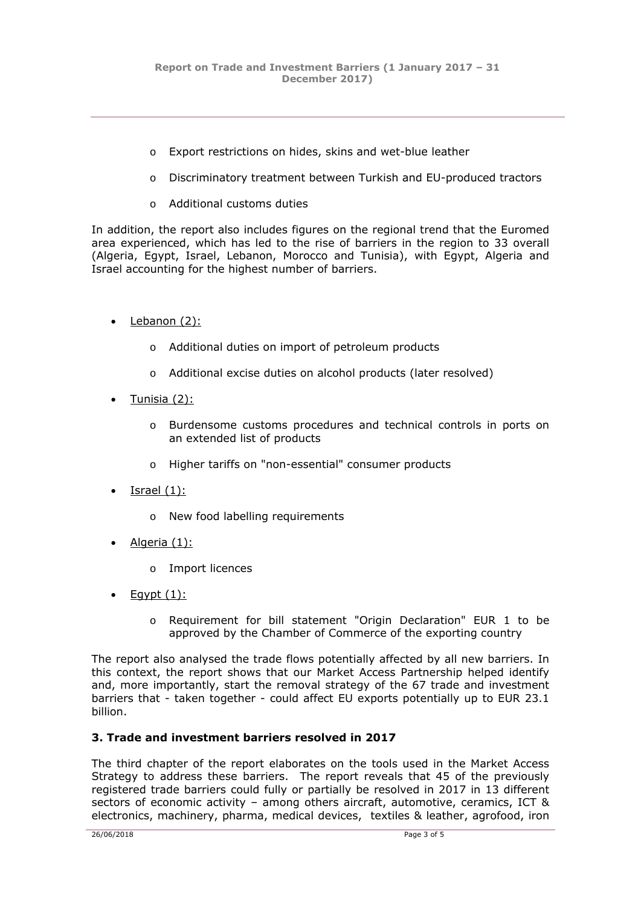- Export restrictions on hides, skins and wet-blue leather
- Discriminatory treatment between Turkish and EU-produced tractors
- Additional customs duties

In addition, the report also includes figures on the regional trend that the Euromed area experienced, which has led to the rise of barriers in the region to 33 overall (Algeria, Egypt, Israel, Lebanon, Morocco and Tunisia), with Egypt, Algeria and Israel accounting for the highest number of barriers.

- Lebanon (2):
  - Additional duties on import of petroleum products
  - Additional excise duties on alcohol products (later resolved)
- Tunisia (2):
  - Burdensome customs procedures and technical controls in ports on an extended list of products
  - Higher tariffs on "non-essential" consumer products
- Israel (1):
  - New food labelling requirements
- Algeria (1):
  - Import licences
- Egypt (1):
  - Requirement for bill statement "Origin Declaration" EUR 1 to be approved by the Chamber of Commerce of the exporting country

The report also analysed the trade flows potentially affected by all new barriers. In this context, the report shows that our Market Access Partnership helped identify and, more importantly, start the removal strategy of the 67 trade and investment barriers that - taken together - could affect EU exports potentially up to EUR 23.1 billion.

### 3. Trade and investment barriers resolved in 2017

The third chapter of the report elaborates on the tools used in the Market Access Strategy to address these barriers. The report reveals that 45 of the previously registered trade barriers could fully or partially be resolved in 2017 in 13 different sectors of economic activity – among others aircraft, automotive, ceramics, ICT & electronics, machinery, pharma, medical devices, textiles & leather, agrofood, iron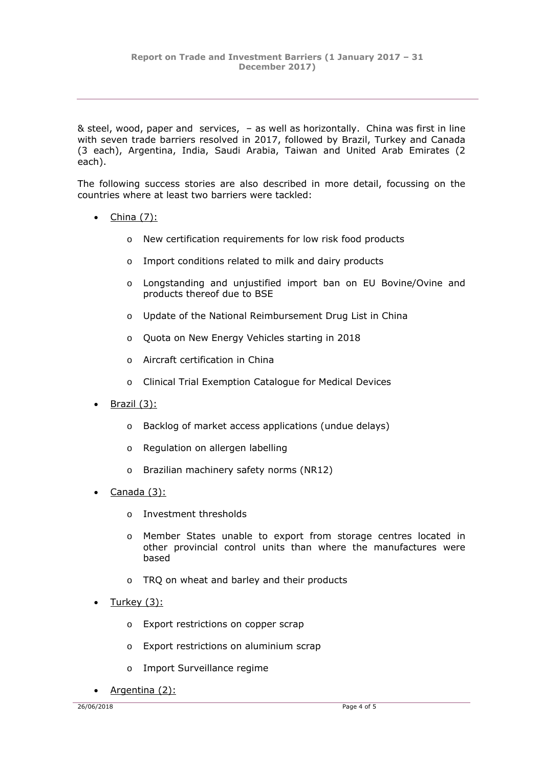& steel, wood, paper and services, – as well as horizontally. China was first in line with seven trade barriers resolved in 2017, followed by Brazil, Turkey and Canada (3 each), Argentina, India, Saudi Arabia, Taiwan and United Arab Emirates (2 each).

The following success stories are also described in more detail, focussing on the countries where at least two barriers were tackled:

- China (7):
  - New certification requirements for low risk food products
  - Import conditions related to milk and dairy products
  - Longstanding and unjustified import ban on EU Bovine/Ovine and products thereof due to BSE
  - Update of the National Reimbursement Drug List in China
  - Quota on New Energy Vehicles starting in 2018
  - Aircraft certification in China
  - Clinical Trial Exemption Catalogue for Medical Devices
- Brazil (3):
  - Backlog of market access applications (undue delays)
  - Regulation on allergen labelling
  - Brazilian machinery safety norms (NR12)
- Canada (3):
  - Investment thresholds
  - Member States unable to export from storage centres located in other provincial control units than where the manufactures were based
  - TRQ on wheat and barley and their products
- Turkey (3):
  - Export restrictions on copper scrap
  - Export restrictions on aluminium scrap
  - Import Surveillance regime
- Argentina (2):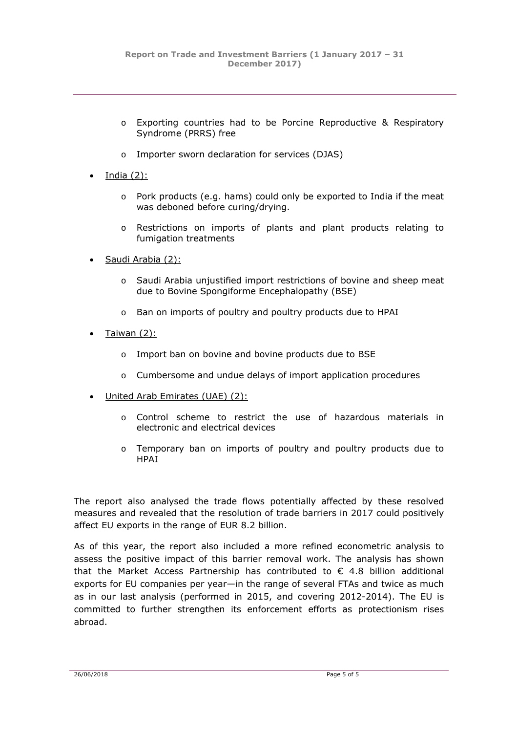- Exporting countries had to be Porcine Reproductive & Respiratory Syndrome (PRRS) free
  - Importer sworn declaration for services (DJAS)

- India (2):
  - Pork products (e.g. hams) could only be exported to India if the meat was deboned before curing/drying.
  - Restrictions on imports of plants and plant products relating to fumigation treatments

- Saudi Arabia (2):
  - Saudi Arabia unjustified import restrictions of bovine and sheep meat due to Bovine Spongiforme Encephalopathy (BSE)
  - Ban on imports of poultry and poultry products due to HPAI

- Taiwan (2):
  - Import ban on bovine and bovine products due to BSE
  - Cumbersome and undue delays of import application procedures

- United Arab Emirates (UAE) (2):
  - Control scheme to restrict the use of hazardous materials in electronic and electrical devices
  - Temporary ban on imports of poultry and poultry products due to HPAI

The report also analysed the trade flows potentially affected by these resolved measures and revealed that the resolution of trade barriers in 2017 could positively affect EU exports in the range of EUR 8.2 billion.

As of this year, the report also included a more refined econometric analysis to assess the positive impact of this barrier removal work. The analysis has shown that the Market Access Partnership has contributed to € 4.8 billion additional exports for EU companies per year—in the range of several FTAs and twice as much as in our last analysis (performed in 2015, and covering 2012-2014). The EU is committed to further strengthen its enforcement efforts as protectionism rises abroad.